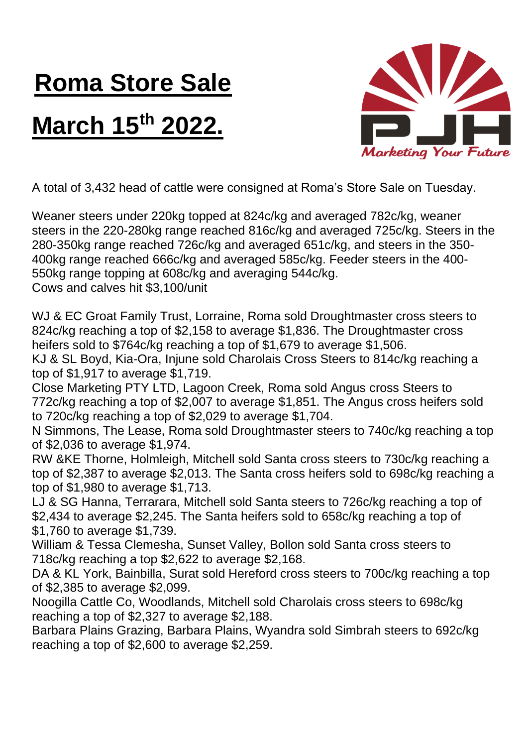# Roma Store Sale

# March 15th 2022.

A total of 3,432 head of cattle were consigned at Roma's Store Sale on Tuesday.

Weaner steers under 220kg topped at 824c/kg and averaged 782c/kg, weaner steers in the 220-280kg range reached 816c/kg and averaged 725c/kg. Steers in the 280-350kg range reached 726c/kg and averaged 651c/kg, and steers in the 350-400kg range reached 666c/kg and averaged 585c/kg. Feeder steers in the 400-550kg range topping at 608c/kg and averaging 544c/kg.
Cows and calves hit $3,100/unit

WJ & EC Groat Family Trust, Lorraine, Roma sold Droughtmaster cross steers to 824c/kg reaching a top of $2,158 to average $1,836. The Droughtmaster cross heifers sold to $764c/kg reaching a top of $1,679 to average $1,506.
KJ & SL Boyd, Kia-Ora, Injune sold Charolais Cross Steers to 814c/kg reaching a top of $1,917 to average $1,719.
Close Marketing PTY LTD, Lagoon Creek, Roma sold Angus cross Steers to 772c/kg reaching a top of $2,007 to average $1,851. The Angus cross heifers sold to 720c/kg reaching a top of $2,029 to average $1,704.
N Simmons, The Lease, Roma sold Droughtmaster steers to 740c/kg reaching a top of $2,036 to average $1,974.
RW &KE Thorne, Holmleigh, Mitchell sold Santa cross steers to 730c/kg reaching a top of $2,387 to average $2,013. The Santa cross heifers sold to 698c/kg reaching a top of $1,980 to average $1,713.
LJ & SG Hanna, Terrarara, Mitchell sold Santa steers to 726c/kg reaching a top of $2,434 to average $2,245. The Santa heifers sold to 658c/kg reaching a top of $1,760 to average $1,739.
William & Tessa Clemesha, Sunset Valley, Bollon sold Santa cross steers to 718c/kg reaching a top $2,622 to average $2,168.
DA & KL York, Bainbilla, Surat sold Hereford cross steers to 700c/kg reaching a top of $2,385 to average $2,099.
Noogilla Cattle Co, Woodlands, Mitchell sold Charolais cross steers to 698c/kg reaching a top of $2,327 to average $2,188.
Barbara Plains Grazing, Barbara Plains, Wyandra sold Simbrah steers to 692c/kg reaching a top of $2,600 to average $2,259.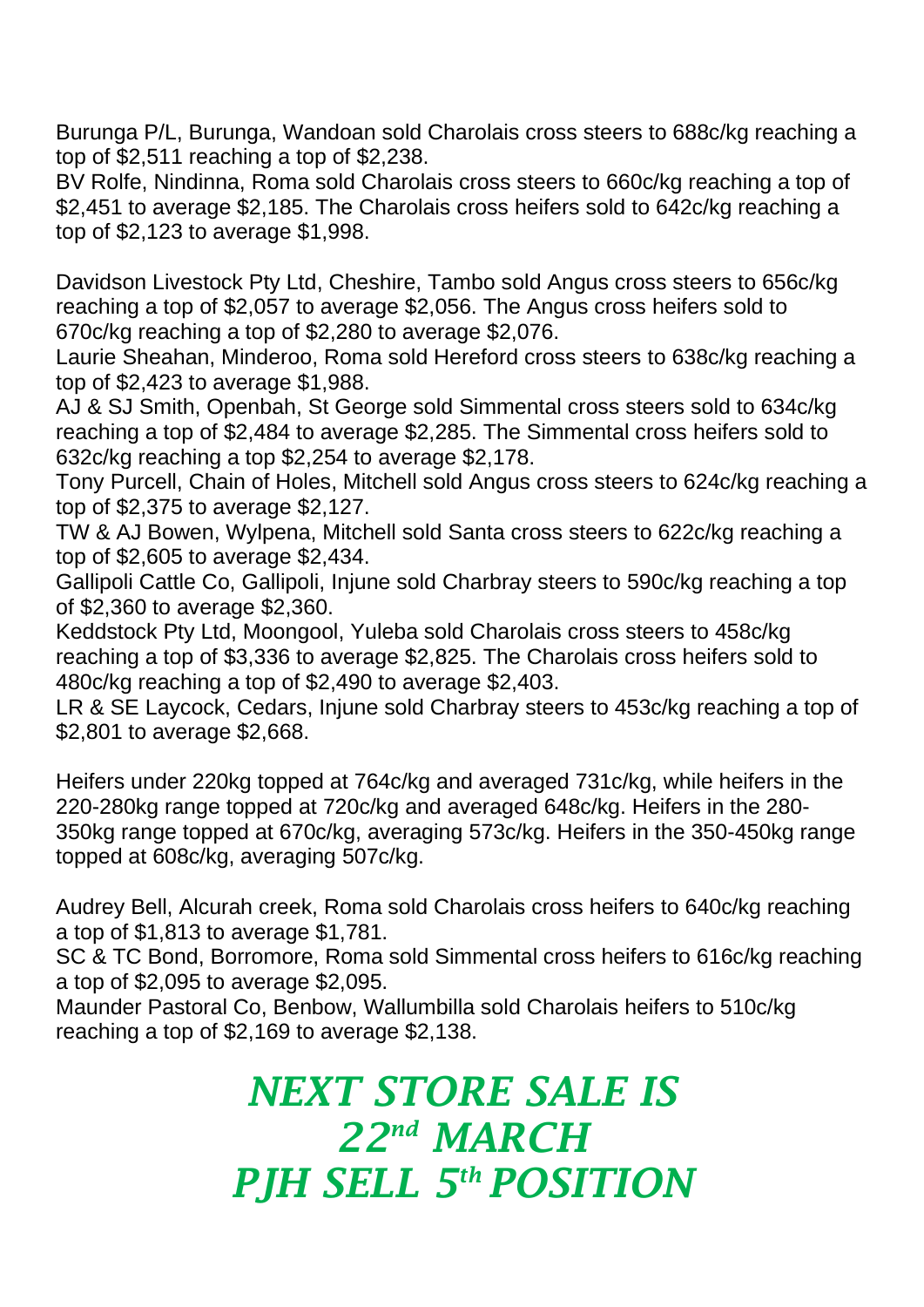Burunga P/L, Burunga, Wandoan sold Charolais cross steers to 688c/kg reaching a top of $2,511 reaching a top of $2,238.

BV Rolfe, Nindinna, Roma sold Charolais cross steers to 660c/kg reaching a top of $2,451 to average $2,185. The Charolais cross heifers sold to 642c/kg reaching a top of $2,123 to average $1,998.

Davidson Livestock Pty Ltd, Cheshire, Tambo sold Angus cross steers to 656c/kg reaching a top of $2,057 to average $2,056. The Angus cross heifers sold to 670c/kg reaching a top of $2,280 to average $2,076.

Laurie Sheahan, Minderoo, Roma sold Hereford cross steers to 638c/kg reaching a top of $2,423 to average $1,988.

AJ & SJ Smith, Openbah, St George sold Simmental cross steers sold to 634c/kg reaching a top of $2,484 to average $2,285. The Simmental cross heifers sold to 632c/kg reaching a top $2,254 to average $2,178.

Tony Purcell, Chain of Holes, Mitchell sold Angus cross steers to 624c/kg reaching a top of $2,375 to average $2,127.

TW & AJ Bowen, Wylpena, Mitchell sold Santa cross steers to 622c/kg reaching a top of $2,605 to average $2,434.

Gallipoli Cattle Co, Gallipoli, Injune sold Charbray steers to 590c/kg reaching a top of $2,360 to average $2,360.

Keddstock Pty Ltd, Moongool, Yuleba sold Charolais cross steers to 458c/kg reaching a top of $3,336 to average $2,825. The Charolais cross heifers sold to 480c/kg reaching a top of $2,490 to average $2,403.

LR & SE Laycock, Cedars, Injune sold Charbray steers to 453c/kg reaching a top of $2,801 to average $2,668.

Heifers under 220kg topped at 764c/kg and averaged 731c/kg, while heifers in the 220-280kg range topped at 720c/kg and averaged 648c/kg. Heifers in the 280-350kg range topped at 670c/kg, averaging 573c/kg. Heifers in the 350-450kg range topped at 608c/kg, averaging 507c/kg.

Audrey Bell, Alcurah creek, Roma sold Charolais cross heifers to 640c/kg reaching a top of $1,813 to average $1,781.

SC & TC Bond, Borromore, Roma sold Simmental cross heifers to 616c/kg reaching a top of $2,095 to average $2,095.

Maunder Pastoral Co, Benbow, Wallumbilla sold Charolais heifers to 510c/kg reaching a top of $2,169 to average $2,138.

## *NEXT STORE SALE IS 22nd MARCH PJH SELL 5th POSITION*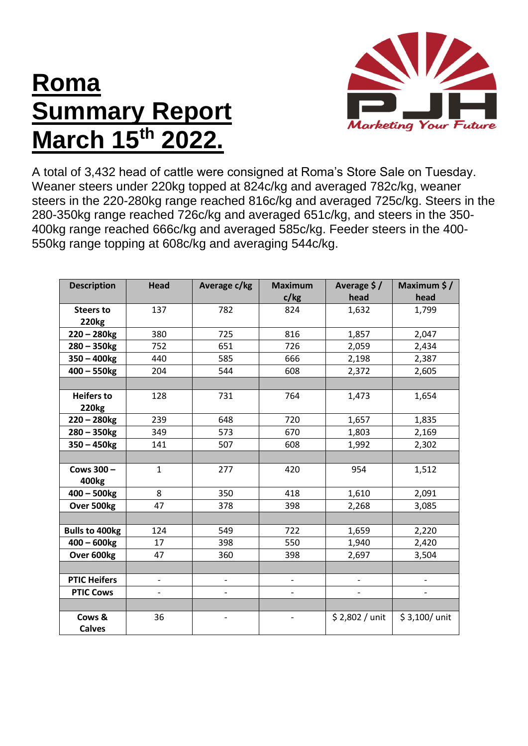# Roma Summary Report March 15th 2022.

Marketing Your Future

A total of 3,432 head of cattle were consigned at Roma's Store Sale on Tuesday. Weaner steers under 220kg topped at 824c/kg and averaged 782c/kg, weaner steers in the 220-280kg range reached 816c/kg and averaged 725c/kg. Steers in the 280-350kg range reached 726c/kg and averaged 651c/kg, and steers in the 350-400kg range reached 666c/kg and averaged 585c/kg. Feeder steers in the 400-550kg range topping at 608c/kg and averaging 544c/kg.

| Description | Head | Average c/kg | Maximum c/kg | Average $ / head | Maximum $ / head |
|---|---|---|---|---|---|
| **Steers to 220kg** | 137 | 782 | 824 | 1,632 | 1,799 |
| **220 – 280kg** | 380 | 725 | 816 | 1,857 | 2,047 |
| **280 – 350kg** | 752 | 651 | 726 | 2,059 | 2,434 |
| **350 – 400kg** | 440 | 585 | 666 | 2,198 | 2,387 |
| **400 – 550kg** | 204 | 544 | 608 | 2,372 | 2,605 |
| | | | | | |
| **Heifers to 220kg** | 128 | 731 | 764 | 1,473 | 1,654 |
| **220 – 280kg** | 239 | 648 | 720 | 1,657 | 1,835 |
| **280 – 350kg** | 349 | 573 | 670 | 1,803 | 2,169 |
| **350 – 450kg** | 141 | 507 | 608 | 1,992 | 2,302 |
| | | | | | |
| **Cows 300 – 400kg** | 1 | 277 | 420 | 954 | 1,512 |
| **400 – 500kg** | 8 | 350 | 418 | 1,610 | 2,091 |
| **Over 500kg** | 47 | 378 | 398 | 2,268 | 3,085 |
| | | | | | |
| **Bulls to 400kg** | 124 | 549 | 722 | 1,659 | 2,220 |
| **400 – 600kg** | 17 | 398 | 550 | 1,940 | 2,420 |
| **Over 600kg** | 47 | 360 | 398 | 2,697 | 3,504 |
| | | | | | |
| **PTIC Heifers** | - | - | - | - | - |
| **PTIC Cows** | - | - | - | - | - |
| | | | | | |
| **Cows & Calves** | 36 | - | - | $ 2,802 / unit | $ 3,100/ unit |